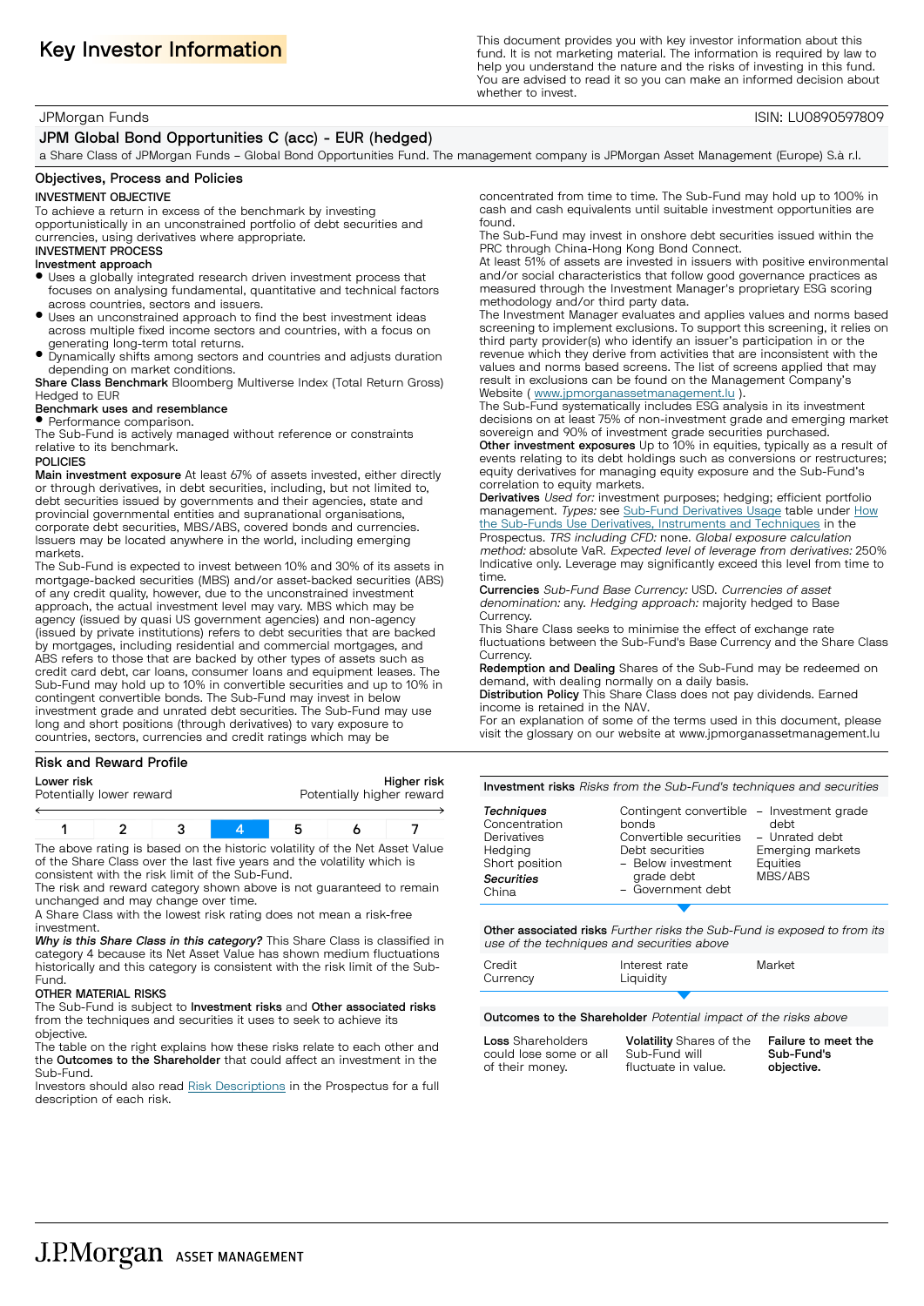# Key Investor Information

This document provides you with key investor information about this fund. It is not marketing material. The information is required by law to help you understand the nature and the risks of investing in this fund. You are advised to read it so you can make an informed decision about whether to invest.

JPMorgan Funds | ISIN: LU0890597809

## JPM Global Bond Opportunities C (acc) - EUR (hedged)

a Share Class of JPMorgan Funds – Global Bond Opportunities Fund. The management company is JPMorgan Asset Management (Europe) S.à r.l.

## Objectives, Process and Policies

**INVESTMENT OBJECTIVE**

To achieve a return in excess of the benchmark by investing opportunistically in an unconstrained portfolio of debt securities and currencies, using derivatives where appropriate.

**INVESTMENT PROCESS**

**Investment approach**

- Uses a globally integrated research driven investment process that focuses on analysing fundamental, quantitative and technical factors across countries, sectors and issuers.
- Uses an unconstrained approach to find the best investment ideas across multiple fixed income sectors and countries, with a focus on generating long-term total returns.
- Dynamically shifts among sectors and countries and adjusts duration depending on market conditions.

**Share Class Benchmark** Bloomberg Multiverse Index (Total Return Gross) Hedged to EUR

**Benchmark uses and resemblance**

- Performance comparison.

The Sub-Fund is actively managed without reference or constraints relative to its benchmark.

**POLICIES**

**Main investment exposure** At least 67% of assets invested, either directly or through derivatives, in debt securities, including, but not limited to, debt securities issued by governments and their agencies, state and provincial governmental entities and supranational organisations, corporate debt securities, MBS/ABS, covered bonds and currencies. Issuers may be located anywhere in the world, including emerging markets.

The Sub-Fund is expected to invest between 10% and 30% of its assets in mortgage-backed securities (MBS) and/or asset-backed securities (ABS) of any credit quality, however, due to the unconstrained investment approach, the actual investment level may vary. MBS which may be agency (issued by quasi US government agencies) and non-agency (issued by private institutions) refers to debt securities that are backed by mortgages, including residential and commercial mortgages, and ABS refers to those that are backed by other types of assets such as credit card debt, car loans, consumer loans and equipment leases. The Sub-Fund may hold up to 10% in convertible securities and up to 10% in contingent convertible bonds. The Sub-Fund may invest in below investment grade and unrated debt securities. The Sub-Fund may use long and short positions (through derivatives) to vary exposure to countries, sectors, currencies and credit ratings which may be concentrated from time to time. The Sub-Fund may hold up to 100% in cash and cash equivalents until suitable investment opportunities are found.

The Sub-Fund may invest in onshore debt securities issued within the PRC through China-Hong Kong Bond Connect.

At least 51% of assets are invested in issuers with positive environmental and/or social characteristics that follow good governance practices as measured through the Investment Manager's proprietary ESG scoring methodology and/or third party data.

The Investment Manager evaluates and applies values and norms based screening to implement exclusions. To support this screening, it relies on third party provider(s) who identify an issuer's participation in or the revenue which they derive from activities that are inconsistent with the values and norms based screens. The list of screens applied that may result in exclusions can be found on the Management Company's Website ( www.jpmorganassetmanagement.lu ).

The Sub-Fund systematically includes ESG analysis in its investment decisions on at least 75% of non-investment grade and emerging market sovereign and 90% of investment grade securities purchased.

**Other investment exposures** Up to 10% in equities, typically as a result of events relating to its debt holdings such as conversions or restructures; equity derivatives for managing equity exposure and the Sub-Fund's correlation to equity markets.

**Derivatives** *Used for:* investment purposes; hedging; efficient portfolio management. *Types:* see Sub-Fund Derivatives Usage table under How the Sub-Funds Use Derivatives, Instruments and Techniques in the Prospectus. *TRS including CFD:* none. *Global exposure calculation method:* absolute VaR. *Expected level of leverage from derivatives:* 250% Indicative only. Leverage may significantly exceed this level from time to time.

**Currencies** *Sub-Fund Base Currency:* USD. *Currencies of asset denomination:* any. *Hedging approach:* majority hedged to Base Currency.

This Share Class seeks to minimise the effect of exchange rate fluctuations between the Sub-Fund's Base Currency and the Share Class Currency.

**Redemption and Dealing** Shares of the Sub-Fund may be redeemed on demand, with dealing normally on a daily basis.

**Distribution Policy** This Share Class does not pay dividends. Earned income is retained in the NAV.

For an explanation of some of the terms used in this document, please visit the glossary on our website at www.jpmorganassetmanagement.lu

## Risk and Reward Profile

| Lower risk | | | | | | Higher risk |
|---|---|---|---|---|---|---|
| Potentially lower reward | | | | | | Potentially higher reward |
| 1 | 2 | 3 | **4** | 5 | 6 | 7 |

The above rating is based on the historic volatility of the Net Asset Value of the Share Class over the last five years and the volatility which is consistent with the risk limit of the Sub-Fund.

The risk and reward category shown above is not guaranteed to remain unchanged and may change over time.

A Share Class with the lowest risk rating does not mean a risk-free investment.

***Why is this Share Class in this category?*** This Share Class is classified in category 4 because its Net Asset Value has shown medium fluctuations historically and this category is consistent with the risk limit of the Sub-Fund.

**OTHER MATERIAL RISKS**

The Sub-Fund is subject to **Investment risks** and **Other associated risks** from the techniques and securities it uses to seek to achieve its objective.

The table on the right explains how these risks relate to each other and the **Outcomes to the Shareholder** that could affect an investment in the Sub-Fund.

Investors should also read Risk Descriptions in the Prospectus for a full description of each risk.

**Investment risks** *Risks from the Sub-Fund's techniques and securities*

*Techniques*
- Concentration
- Derivatives
- Hedging
- Short position

*Securities*
- China
- Contingent convertible bonds
- Convertible securities
- Debt securities
  - Below investment grade debt
  - Government debt
  - Investment grade debt
  - Unrated debt
- Emerging markets
- Equities
- MBS/ABS

**Other associated risks** *Further risks the Sub-Fund is exposed to from its use of the techniques and securities above*

- Credit
- Currency
- Interest rate
- Liquidity
- Market

**Outcomes to the Shareholder** *Potential impact of the risks above*

**Loss** Shareholders could lose some or all of their money.

**Volatility** Shares of the Sub-Fund will fluctuate in value.

**Failure to meet the Sub-Fund's objective.**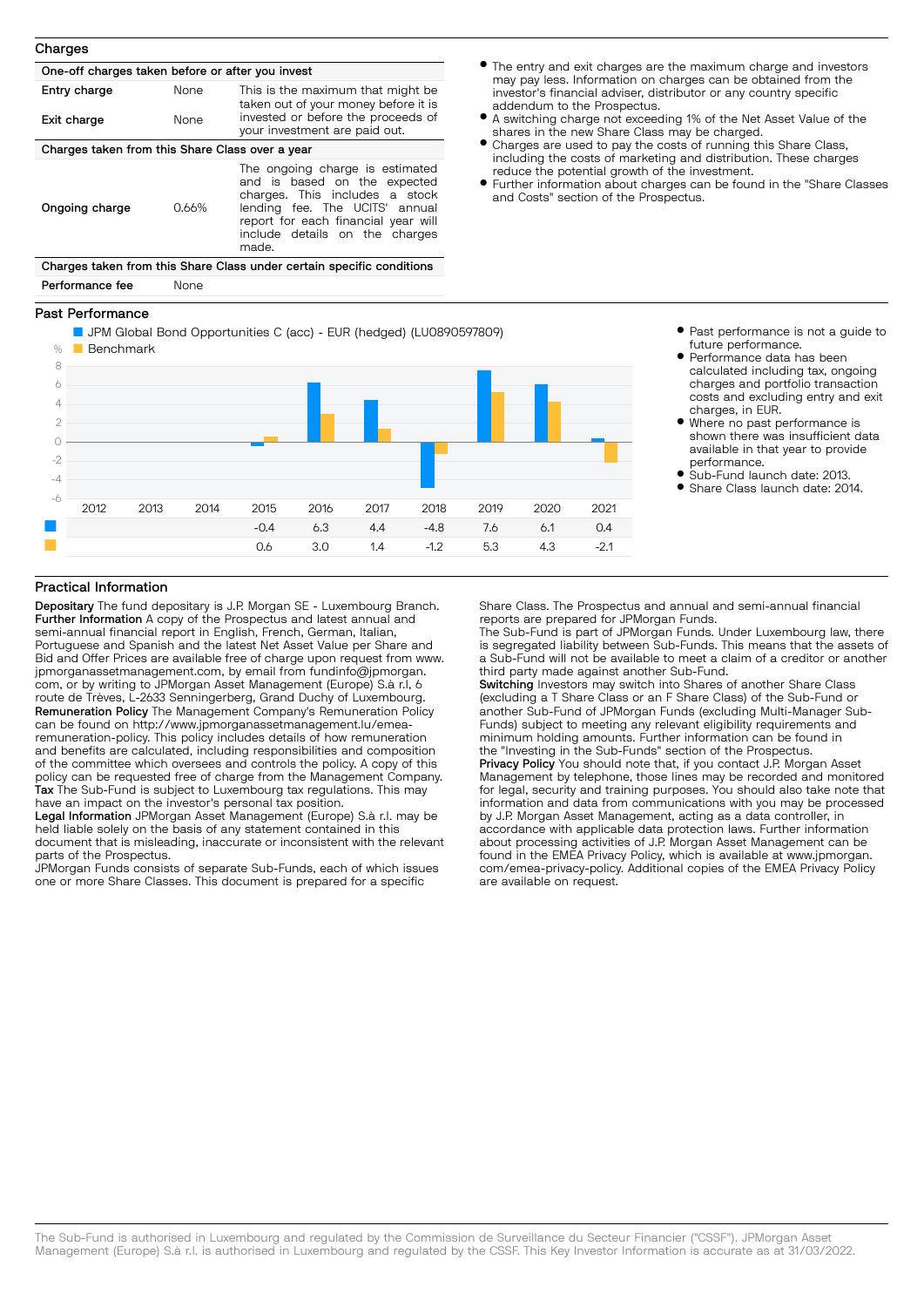## Charges

| One-off charges taken before or after you invest | | |
|---|---|---|
| Entry charge | None | This is the maximum that might be taken out of your money before it is invested or before the proceeds of your investment are paid out. |
| Exit charge | None | |
| **Charges taken from this Share Class over a year** | | |
| Ongoing charge | 0.66% | The ongoing charge is estimated and is based on the expected charges. This includes a stock lending fee. The UCITS' annual report for each financial year will include details on the charges made. |
| **Charges taken from this Share Class under certain specific conditions** | | |
| Performance fee | None | |

- The entry and exit charges are the maximum charge and investors may pay less. Information on charges can be obtained from the investor's financial adviser, distributor or any country specific addendum to the Prospectus.
- A switching charge not exceeding 1% of the Net Asset Value of the shares in the new Share Class may be charged.
- Charges are used to pay the costs of running this Share Class, including the costs of marketing and distribution. These charges reduce the potential growth of the investment.
- Further information about charges can be found in the "Share Classes and Costs" section of the Prospectus.

## Past Performance

JPM Global Bond Opportunities C (acc) - EUR (hedged) (LU0890597809)
Benchmark

%
8
6
4
2
0
-2
-4
-6

2012 2013 2014 2015 2016 2017 2018 2019 2020 2021

-0.4 6.3 4.4 -4.8 7.6 6.1 0.4
0.6 3.0 1.4 -1.2 5.3 4.3 -2.1

- Past performance is not a guide to future performance.
- Performance data has been calculated including tax, ongoing charges and portfolio transaction costs and excluding entry and exit charges, in EUR.
- Where no past performance is shown there was insufficient data available in that year to provide performance.
- Sub-Fund launch date: 2013.
- Share Class launch date: 2014.

## Practical Information

**Depositary** The fund depositary is J.P. Morgan SE - Luxembourg Branch.
**Further Information** A copy of the Prospectus and latest annual and semi-annual financial report in English, French, German, Italian, Portuguese and Spanish and the latest Net Asset Value per Share and Bid and Offer Prices are available free of charge upon request from www.jpmorganassetmanagement.com, by email from fundinfo@jpmorgan.com, or by writing to JPMorgan Asset Management (Europe) S.à r.l, 6 route de Trèves, L-2633 Senningerberg, Grand Duchy of Luxembourg.
**Remuneration Policy** The Management Company's Remuneration Policy can be found on http://www.jpmorganassetmanagement.lu/emea-remuneration-policy. This policy includes details of how remuneration and benefits are calculated, including responsibilities and composition of the committee which oversees and controls the policy. A copy of this policy can be requested free of charge from the Management Company.
**Tax** The Sub-Fund is subject to Luxembourg tax regulations. This may have an impact on the investor's personal tax position.
**Legal Information** JPMorgan Asset Management (Europe) S.à r.l. may be held liable solely on the basis of any statement contained in this document that is misleading, inaccurate or inconsistent with the relevant parts of the Prospectus.
JPMorgan Funds consists of separate Sub-Funds, each of which issues one or more Share Classes. This document is prepared for a specific Share Class. The Prospectus and annual and semi-annual financial reports are prepared for JPMorgan Funds.
The Sub-Fund is part of JPMorgan Funds. Under Luxembourg law, there is segregated liability between Sub-Funds. This means that the assets of a Sub-Fund will not be available to meet a claim of a creditor or another third party made against another Sub-Fund.
**Switching** Investors may switch into Shares of another Share Class (excluding a T Share Class or an F Share Class) of the Sub-Fund or another Sub-Fund of JPMorgan Funds (excluding Multi-Manager Sub-Funds) subject to meeting any relevant eligibility requirements and minimum holding amounts. Further information can be found in the "Investing in the Sub-Funds" section of the Prospectus.
**Privacy Policy** You should note that, if you contact J.P. Morgan Asset Management by telephone, those lines may be recorded and monitored for legal, security and training purposes. You should also take note that information and data from communications with you may be processed by J.P. Morgan Asset Management, acting as a data controller, in accordance with applicable data protection laws. Further information about processing activities of J.P. Morgan Asset Management can be found in the EMEA Privacy Policy, which is available at www.jpmorgan.com/emea-privacy-policy. Additional copies of the EMEA Privacy Policy are available on request.

The Sub-Fund is authorised in Luxembourg and regulated by the Commission de Surveillance du Secteur Financier ("CSSF"). JPMorgan Asset Management (Europe) S.à r.l. is authorised in Luxembourg and regulated by the CSSF. This Key Investor Information is accurate as at 31/03/2022.